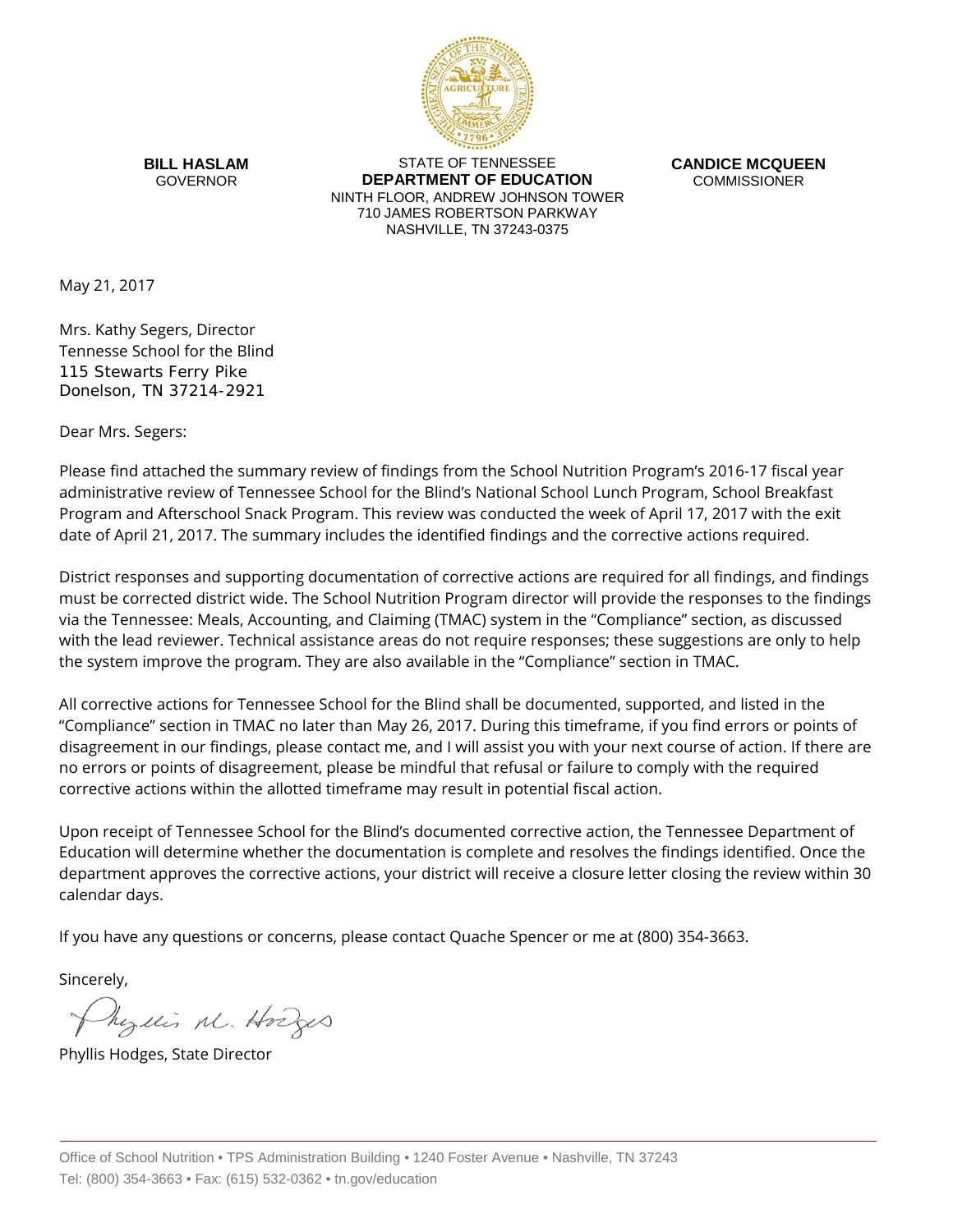**BILL HASLAM**
GOVERNOR

STATE OF TENNESSEE
**DEPARTMENT OF EDUCATION**
NINTH FLOOR, ANDREW JOHNSON TOWER
710 JAMES ROBERTSON PARKWAY
NASHVILLE, TN 37243-0375

**CANDICE MCQUEEN**
COMMISSIONER

May 21, 2017

Mrs. Kathy Segers, Director
Tennesse School for the Blind
115 Stewarts Ferry Pike
Donelson, TN 37214-2921

Dear Mrs. Segers:

Please find attached the summary review of findings from the School Nutrition Program's 2016-17 fiscal year administrative review of Tennessee School for the Blind's National School Lunch Program, School Breakfast Program and Afterschool Snack Program. This review was conducted the week of April 17, 2017 with the exit date of April 21, 2017. The summary includes the identified findings and the corrective actions required.

District responses and supporting documentation of corrective actions are required for all findings, and findings must be corrected district wide. The School Nutrition Program director will provide the responses to the findings via the Tennessee: Meals, Accounting, and Claiming (TMAC) system in the "Compliance" section, as discussed with the lead reviewer. Technical assistance areas do not require responses; these suggestions are only to help the system improve the program. They are also available in the "Compliance" section in TMAC.

All corrective actions for Tennessee School for the Blind shall be documented, supported, and listed in the "Compliance" section in TMAC no later than May 26, 2017. During this timeframe, if you find errors or points of disagreement in our findings, please contact me, and I will assist you with your next course of action. If there are no errors or points of disagreement, please be mindful that refusal or failure to comply with the required corrective actions within the allotted timeframe may result in potential fiscal action.

Upon receipt of Tennessee School for the Blind's documented corrective action, the Tennessee Department of Education will determine whether the documentation is complete and resolves the findings identified. Once the department approves the corrective actions, your district will receive a closure letter closing the review within 30 calendar days.

If you have any questions or concerns, please contact Quache Spencer or me at (800) 354-3663.

Sincerely,

Phyllis M. Hodges

Phyllis Hodges, State Director

Office of School Nutrition • TPS Administration Building • 1240 Foster Avenue • Nashville, TN 37243
Tel: (800) 354-3663 • Fax: (615) 532-0362 • tn.gov/education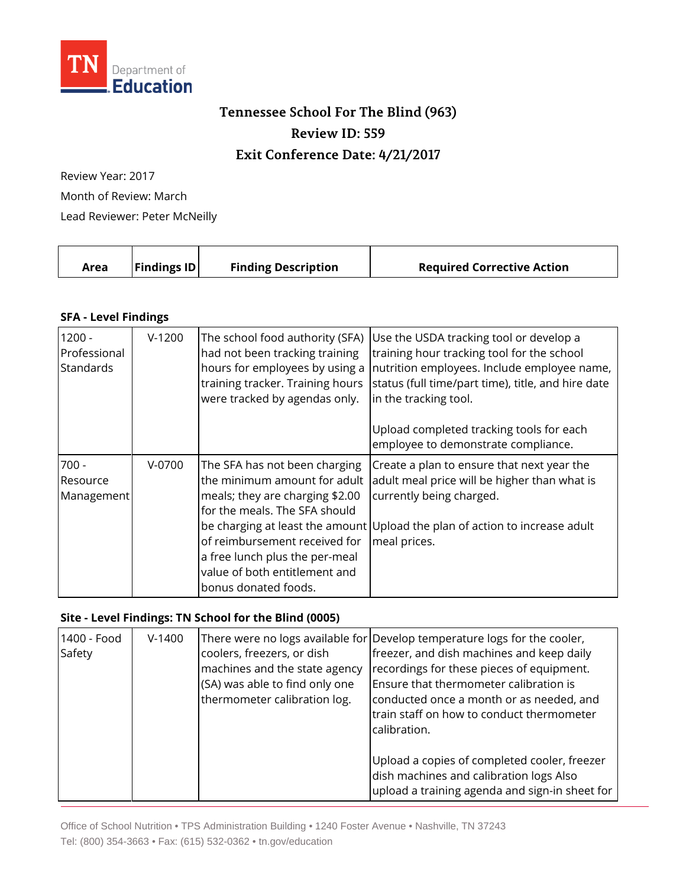# Tennessee School For The Blind (963)

## Review ID: 559

## Exit Conference Date: 4/21/2017

Review Year: 2017

Month of Review: March

Lead Reviewer: Peter McNeilly

| Area | Findings ID | Finding Description | Required Corrective Action |
|---|---|---|---|

**SFA - Level Findings**

| Area | Findings ID | Finding Description | Required Corrective Action |
|---|---|---|---|
| 1200 - Professional Standards | V-1200 | The school food authority (SFA) had not been tracking training hours for employees by using a training tracker. Training hours were tracked by agendas only. | Use the USDA tracking tool or develop a training hour tracking tool for the school nutrition employees. Include employee name, status (full time/part time), title, and hire date in the tracking tool.<br><br>Upload completed tracking tools for each employee to demonstrate compliance. |
| 700 - Resource Management | V-0700 | The SFA has not been charging the minimum amount for adult meals; they are charging $2.00 for the meals. The SFA should be charging at least the amount of reimbursement received for a free lunch plus the per-meal value of both entitlement and bonus donated foods. | Create a plan to ensure that next year the adult meal price will be higher than what is currently being charged.<br><br>Upload the plan of action to increase adult meal prices. |

**Site - Level Findings: TN School for the Blind (0005)**

| Area | Findings ID | Finding Description | Required Corrective Action |
|---|---|---|---|
| 1400 - Food Safety | V-1400 | There were no logs available for coolers, freezers, or dish machines and the state agency (SA) was able to find only one thermometer calibration log. | Develop temperature logs for the cooler, freezer, and dish machines and keep daily recordings for these pieces of equipment. Ensure that thermometer calibration is conducted once a month or as needed, and train staff on how to conduct thermometer calibration.<br><br>Upload a copies of completed cooler, freezer dish machines and calibration logs Also upload a training agenda and sign-in sheet for |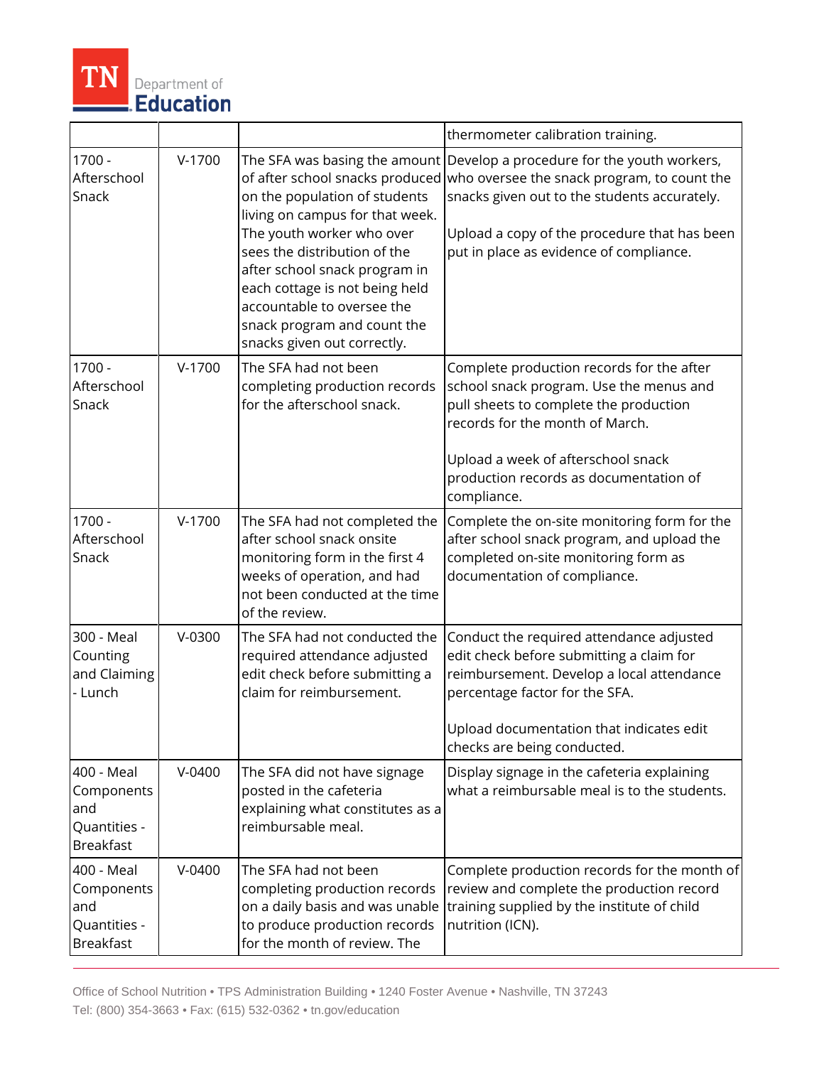| | | | |
|---|---|---|---|
| | | | thermometer calibration training. |
| 1700 - Afterschool Snack | V-1700 | The SFA was basing the amount of after school snacks produced on the population of students living on campus for that week. The youth worker who over sees the distribution of the after school snack program in each cottage is not being held accountable to oversee the snack program and count the snacks given out correctly. | Develop a procedure for the youth workers, who oversee the snack program, to count the snacks given out to the students accurately.<br><br>Upload a copy of the procedure that has been put in place as evidence of compliance. |
| 1700 - Afterschool Snack | V-1700 | The SFA had not been completing production records for the afterschool snack. | Complete production records for the after school snack program. Use the menus and pull sheets to complete the production records for the month of March.<br><br>Upload a week of afterschool snack production records as documentation of compliance. |
| 1700 - Afterschool Snack | V-1700 | The SFA had not completed the after school snack onsite monitoring form in the first 4 weeks of operation, and had not been conducted at the time of the review. | Complete the on-site monitoring form for the after school snack program, and upload the completed on-site monitoring form as documentation of compliance. |
| 300 - Meal Counting and Claiming - Lunch | V-0300 | The SFA had not conducted the required attendance adjusted edit check before submitting a claim for reimbursement. | Conduct the required attendance adjusted edit check before submitting a claim for reimbursement. Develop a local attendance percentage factor for the SFA.<br><br>Upload documentation that indicates edit checks are being conducted. |
| 400 - Meal Components and Quantities - Breakfast | V-0400 | The SFA did not have signage posted in the cafeteria explaining what constitutes as a reimbursable meal. | Display signage in the cafeteria explaining what a reimbursable meal is to the students. |
| 400 - Meal Components and Quantities - Breakfast | V-0400 | The SFA had not been completing production records on a daily basis and was unable to produce production records for the month of review. The | Complete production records for the month of review and complete the production record training supplied by the institute of child nutrition (ICN). |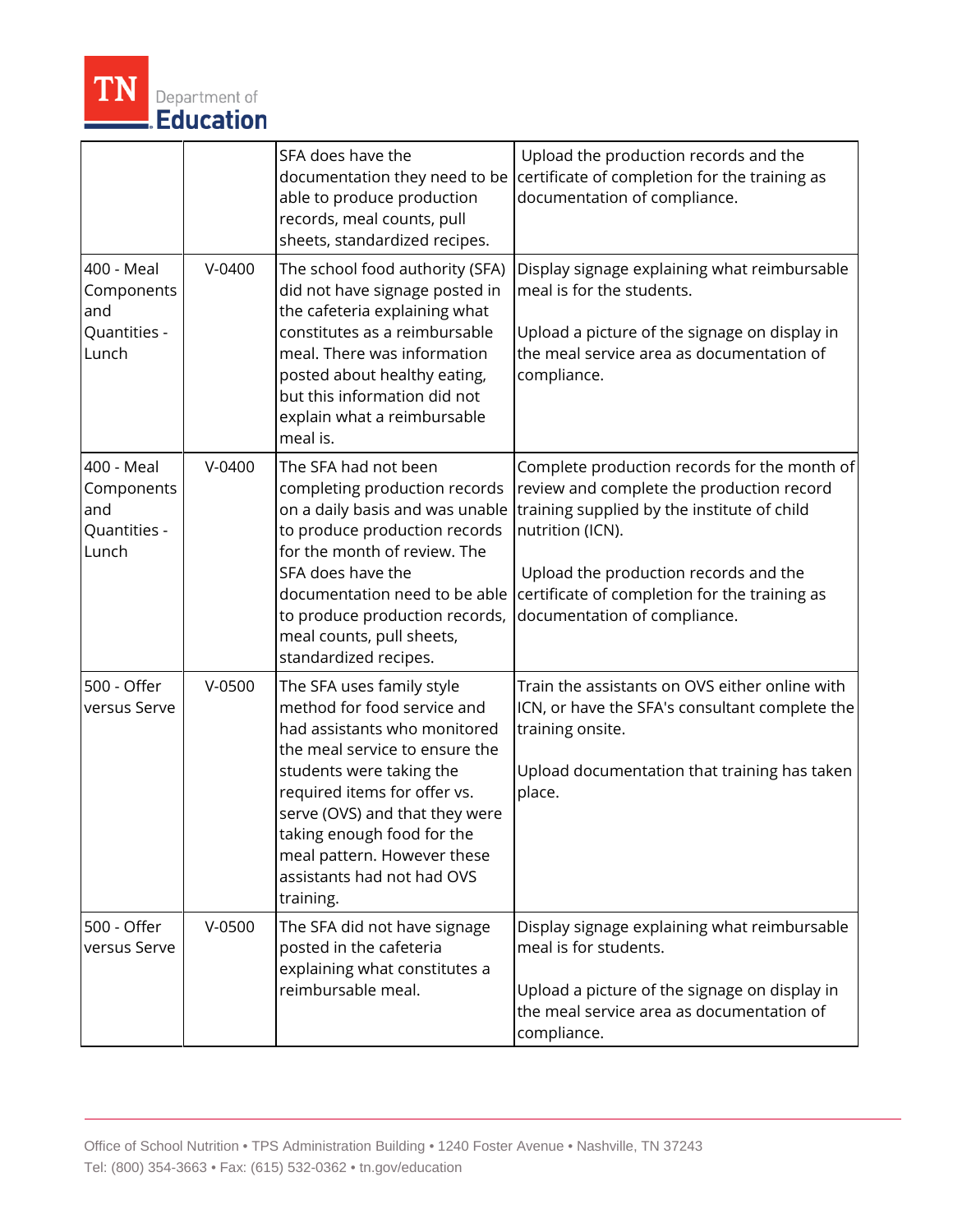| | | | |
|---|---|---|---|
| | | SFA does have the documentation they need to be able to produce production records, meal counts, pull sheets, standardized recipes. | Upload the production records and the certificate of completion for the training as documentation of compliance. |
| 400 - Meal Components and Quantities - Lunch | V-0400 | The school food authority (SFA) did not have signage posted in the cafeteria explaining what constitutes as a reimbursable meal. There was information posted about healthy eating, but this information did not explain what a reimbursable meal is. | Display signage explaining what reimbursable meal is for the students.<br><br>Upload a picture of the signage on display in the meal service area as documentation of compliance. |
| 400 - Meal Components and Quantities - Lunch | V-0400 | The SFA had not been completing production records on a daily basis and was unable to produce production records for the month of review. The SFA does have the documentation need to be able to produce production records, meal counts, pull sheets, standardized recipes. | Complete production records for the month of review and complete the production record training supplied by the institute of child nutrition (ICN).<br><br>Upload the production records and the certificate of completion for the training as documentation of compliance. |
| 500 - Offer versus Serve | V-0500 | The SFA uses family style method for food service and had assistants who monitored the meal service to ensure the students were taking the required items for offer vs. serve (OVS) and that they were taking enough food for the meal pattern. However these assistants had not had OVS training. | Train the assistants on OVS either online with ICN, or have the SFA's consultant complete the training onsite.<br><br>Upload documentation that training has taken place. |
| 500 - Offer versus Serve | V-0500 | The SFA did not have signage posted in the cafeteria explaining what constitutes a reimbursable meal. | Display signage explaining what reimbursable meal is for students.<br><br>Upload a picture of the signage on display in the meal service area as documentation of compliance. |